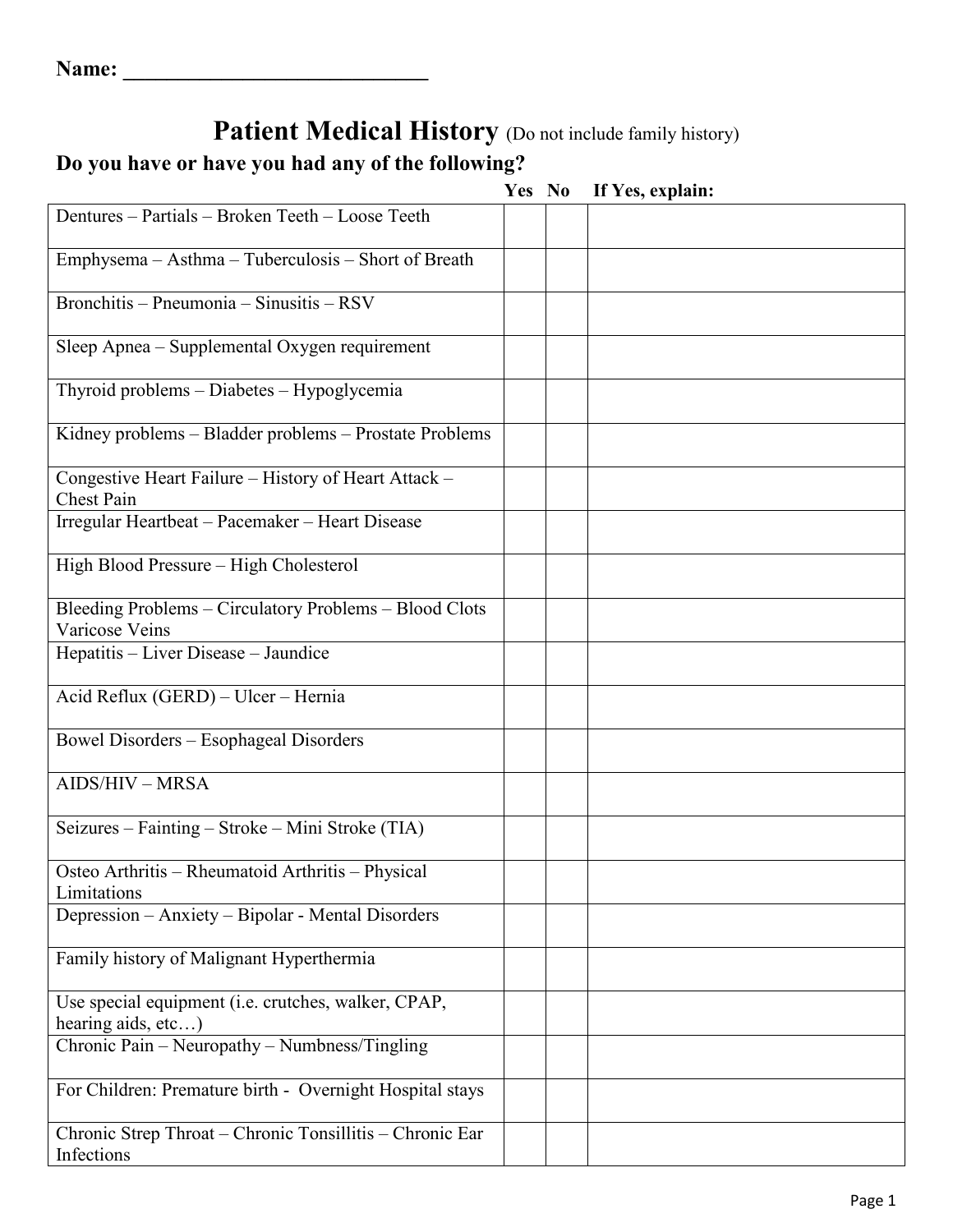**Name: \_\_\_\_\_\_\_\_\_\_\_\_\_\_\_\_\_\_\_\_\_\_\_\_\_\_\_\_**

# Patient Medical History (Do not include family history)

## Do you have or have you had any of the following?

| | Yes | No | If Yes, explain: |
|---|---|---|---|
| Dentures – Partials – Broken Teeth – Loose Teeth | | | |
| Emphysema – Asthma – Tuberculosis – Short of Breath | | | |
| Bronchitis – Pneumonia – Sinusitis – RSV | | | |
| Sleep Apnea – Supplemental Oxygen requirement | | | |
| Thyroid problems – Diabetes – Hypoglycemia | | | |
| Kidney problems – Bladder problems – Prostate Problems | | | |
| Congestive Heart Failure – History of Heart Attack – Chest Pain | | | |
| Irregular Heartbeat – Pacemaker – Heart Disease | | | |
| High Blood Pressure – High Cholesterol | | | |
| Bleeding Problems – Circulatory Problems – Blood Clots Varicose Veins | | | |
| Hepatitis – Liver Disease – Jaundice | | | |
| Acid Reflux (GERD) – Ulcer – Hernia | | | |
| Bowel Disorders – Esophageal Disorders | | | |
| AIDS/HIV – MRSA | | | |
| Seizures – Fainting – Stroke – Mini Stroke (TIA) | | | |
| Osteo Arthritis – Rheumatoid Arthritis – Physical Limitations | | | |
| Depression – Anxiety – Bipolar - Mental Disorders | | | |
| Family history of Malignant Hyperthermia | | | |
| Use special equipment (i.e. crutches, walker, CPAP, hearing aids, etc…) | | | |
| Chronic Pain – Neuropathy – Numbness/Tingling | | | |
| For Children: Premature birth - Overnight Hospital stays | | | |
| Chronic Strep Throat – Chronic Tonsillitis – Chronic Ear Infections | | | |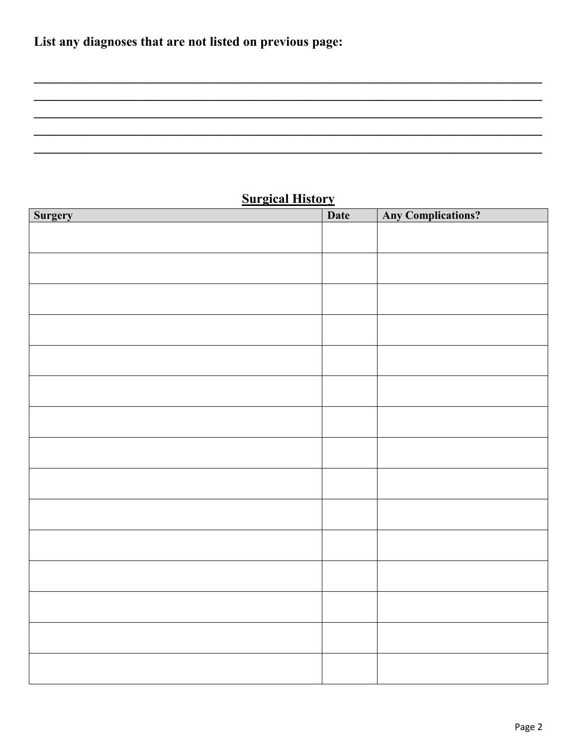**List any diagnoses that are not listed on previous page:**

\_\_\_\_\_\_\_\_\_\_\_\_\_\_\_\_\_\_\_\_\_\_\_\_\_\_\_\_\_\_\_\_\_\_\_\_\_\_\_\_\_\_\_\_\_\_\_\_\_\_\_\_\_\_\_\_\_\_\_\_\_\_\_\_\_\_\_\_\_\_\_\_\_\_\_\_

\_\_\_\_\_\_\_\_\_\_\_\_\_\_\_\_\_\_\_\_\_\_\_\_\_\_\_\_\_\_\_\_\_\_\_\_\_\_\_\_\_\_\_\_\_\_\_\_\_\_\_\_\_\_\_\_\_\_\_\_\_\_\_\_\_\_\_\_\_\_\_\_\_\_\_\_

\_\_\_\_\_\_\_\_\_\_\_\_\_\_\_\_\_\_\_\_\_\_\_\_\_\_\_\_\_\_\_\_\_\_\_\_\_\_\_\_\_\_\_\_\_\_\_\_\_\_\_\_\_\_\_\_\_\_\_\_\_\_\_\_\_\_\_\_\_\_\_\_\_\_\_\_

\_\_\_\_\_\_\_\_\_\_\_\_\_\_\_\_\_\_\_\_\_\_\_\_\_\_\_\_\_\_\_\_\_\_\_\_\_\_\_\_\_\_\_\_\_\_\_\_\_\_\_\_\_\_\_\_\_\_\_\_\_\_\_\_\_\_\_\_\_\_\_\_\_\_\_\_

\_\_\_\_\_\_\_\_\_\_\_\_\_\_\_\_\_\_\_\_\_\_\_\_\_\_\_\_\_\_\_\_\_\_\_\_\_\_\_\_\_\_\_\_\_\_\_\_\_\_\_\_\_\_\_\_\_\_\_\_\_\_\_\_\_\_\_\_\_\_\_\_\_\_\_\_

## Surgical History

| Surgery | Date | Any Complications? |
|---|---|---|
| | | |
| | | |
| | | |
| | | |
| | | |
| | | |
| | | |
| | | |
| | | |
| | | |
| | | |
| | | |
| | | |
| | | |
| | | |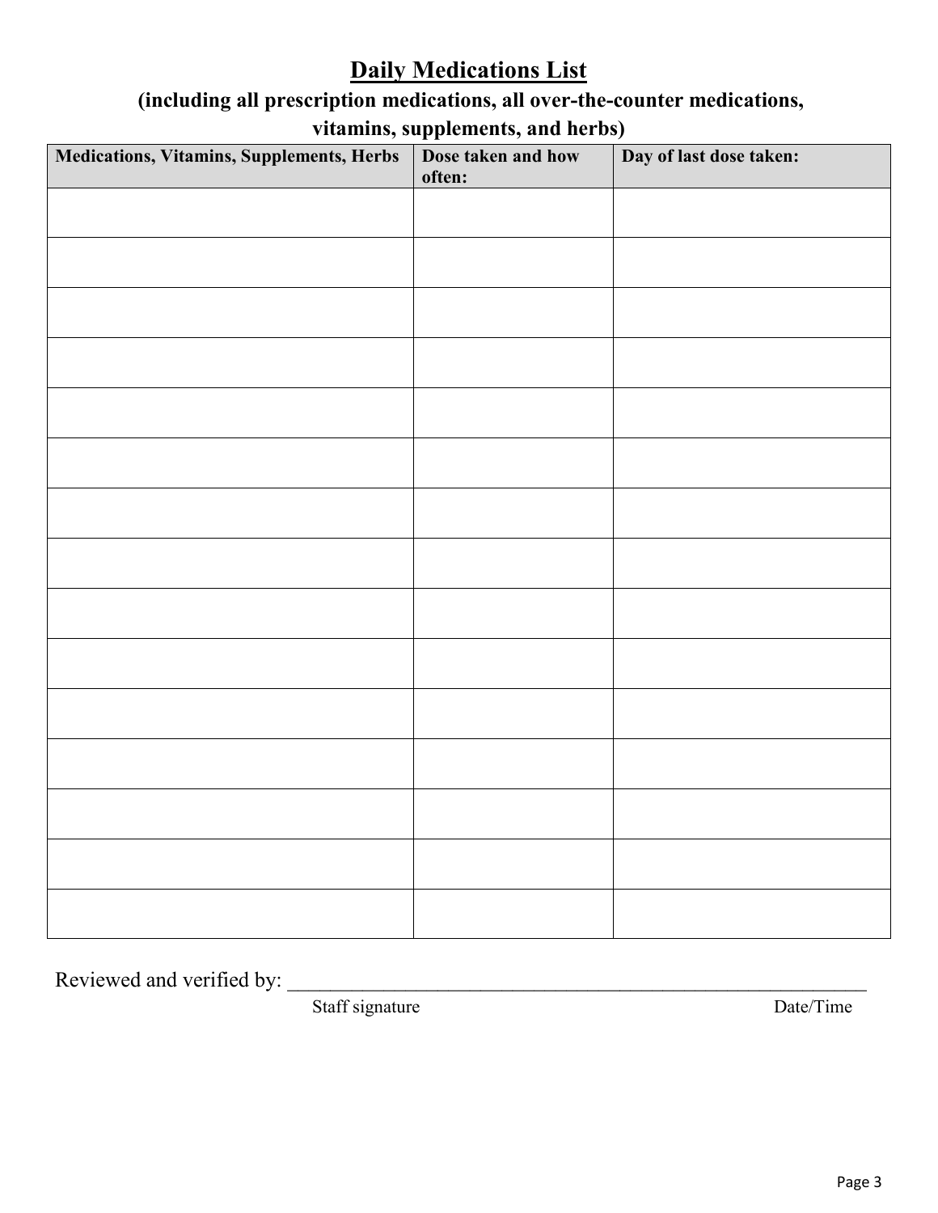# Daily Medications List

**(including all prescription medications, all over-the-counter medications, vitamins, supplements, and herbs)**

| Medications, Vitamins, Supplements, Herbs | Dose taken and how often: | Day of last dose taken: |
|---|---|---|
| | | |
| | | |
| | | |
| | | |
| | | |
| | | |
| | | |
| | | |
| | | |
| | | |
| | | |
| | | |
| | | |
| | | |
| | | |

Reviewed and verified by: ___________________________________________________________

Staff signature Date/Time